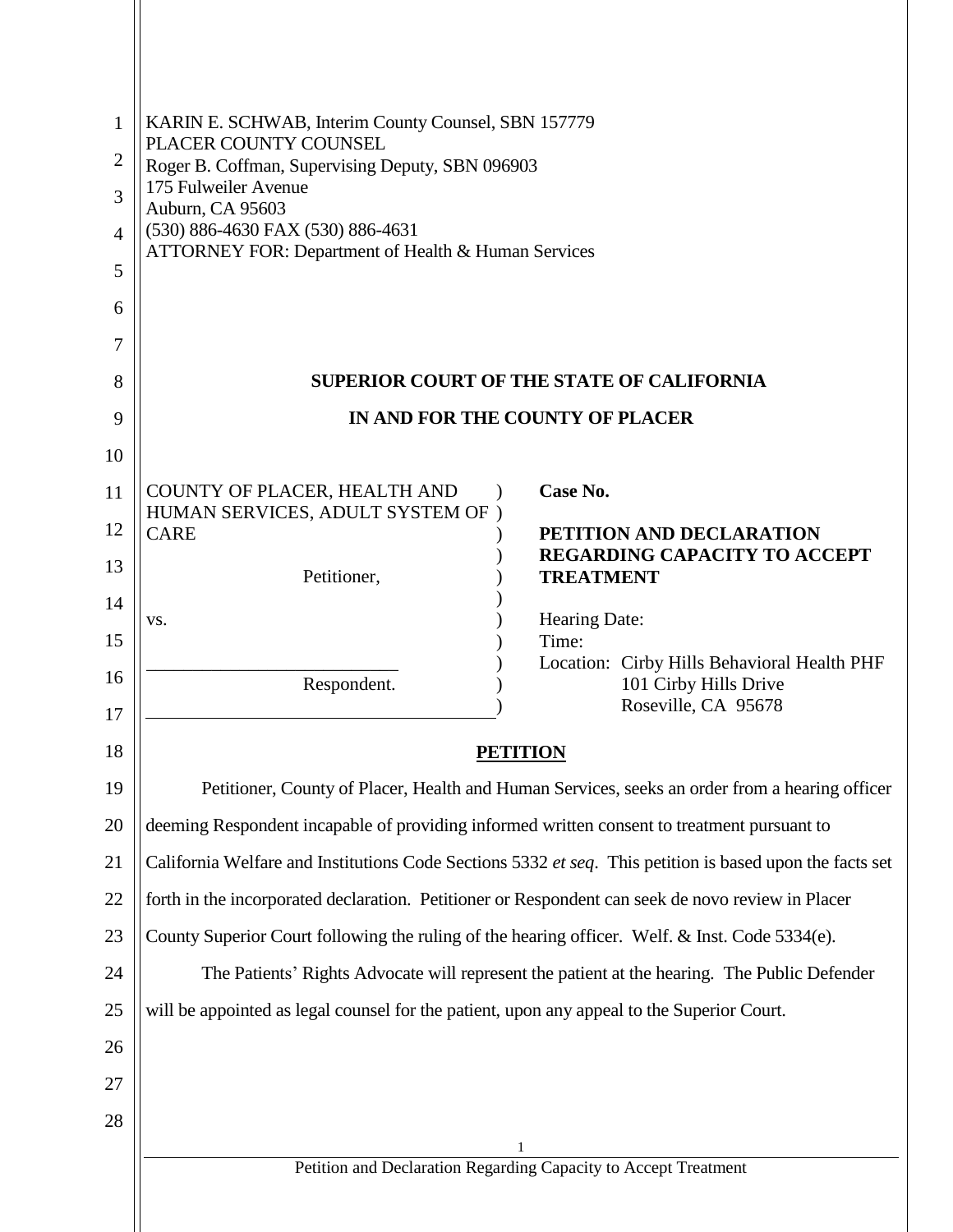KARIN E. SCHWAB, Interim County Counsel, SBN 157779
PLACER COUNTY COUNSEL
Roger B. Coffman, Supervising Deputy, SBN 096903
175 Fulweiler Avenue
Auburn, CA 95603
(530) 886-4630 FAX (530) 886-4631
ATTORNEY FOR: Department of Health & Human Services

**SUPERIOR COURT OF THE STATE OF CALIFORNIA**

**IN AND FOR THE COUNTY OF PLACER**

| | |
|---|---|
| COUNTY OF PLACER, HEALTH AND HUMAN SERVICES, ADULT SYSTEM OF CARE<br><br>Petitioner,<br><br>vs.<br><br>\_\_\_\_\_\_\_\_\_\_\_\_\_\_\_\_\_\_\_\_\_\_\_\_<br>Respondent. | **Case No.**<br><br>**PETITION AND DECLARATION REGARDING CAPACITY TO ACCEPT TREATMENT**<br><br>Hearing Date:<br>Time:<br>Location: Cirby Hills Behavioral Health PHF<br>101 Cirby Hills Drive<br>Roseville, CA 95678 |

## PETITION

Petitioner, County of Placer, Health and Human Services, seeks an order from a hearing officer deeming Respondent incapable of providing informed written consent to treatment pursuant to California Welfare and Institutions Code Sections 5332 *et seq*. This petition is based upon the facts set forth in the incorporated declaration. Petitioner or Respondent can seek de novo review in Placer County Superior Court following the ruling of the hearing officer. Welf. & Inst. Code 5334(e).

The Patients' Rights Advocate will represent the patient at the hearing. The Public Defender will be appointed as legal counsel for the patient, upon any appeal to the Superior Court.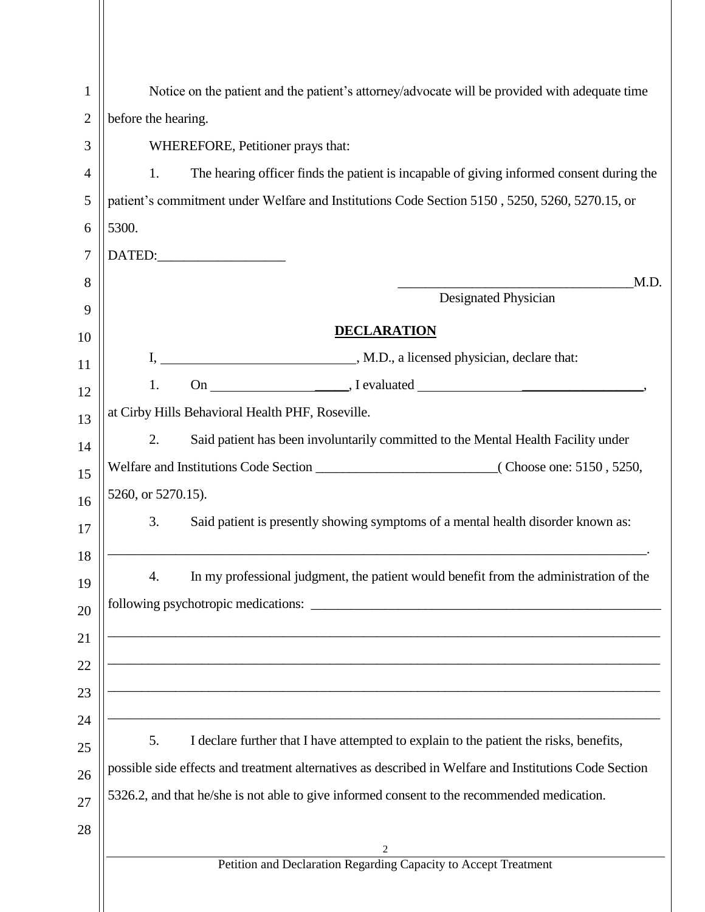Notice on the patient and the patient's attorney/advocate will be provided with adequate time before the hearing.

WHEREFORE, Petitioner prays that:

1. The hearing officer finds the patient is incapable of giving informed consent during the patient's commitment under Welfare and Institutions Code Section 5150 , 5250, 5260, 5270.15, or 5300.

DATED:___________________

___________________________________M.D.
Designated Physician

**DECLARATION**

I, _____________________________, M.D., a licensed physician, declare that:

1. On _____________________, I evaluated __________________________________,
at Cirby Hills Behavioral Health PHF, Roseville.

2. Said patient has been involuntarily committed to the Mental Health Facility under Welfare and Institutions Code Section __________________________( Choose one: 5150 , 5250, 5260, or 5270.15).

3. Said patient is presently showing symptoms of a mental health disorder known as:
_________________________________________________________________________________.

4. In my professional judgment, the patient would benefit from the administration of the following psychotropic medications: _____________________________________________________
_________________________________________________________________________________
_________________________________________________________________________________
_________________________________________________________________________________
_________________________________________________________________________________

5. I declare further that I have attempted to explain to the patient the risks, benefits, possible side effects and treatment alternatives as described in Welfare and Institutions Code Section 5326.2, and that he/she is not able to give informed consent to the recommended medication.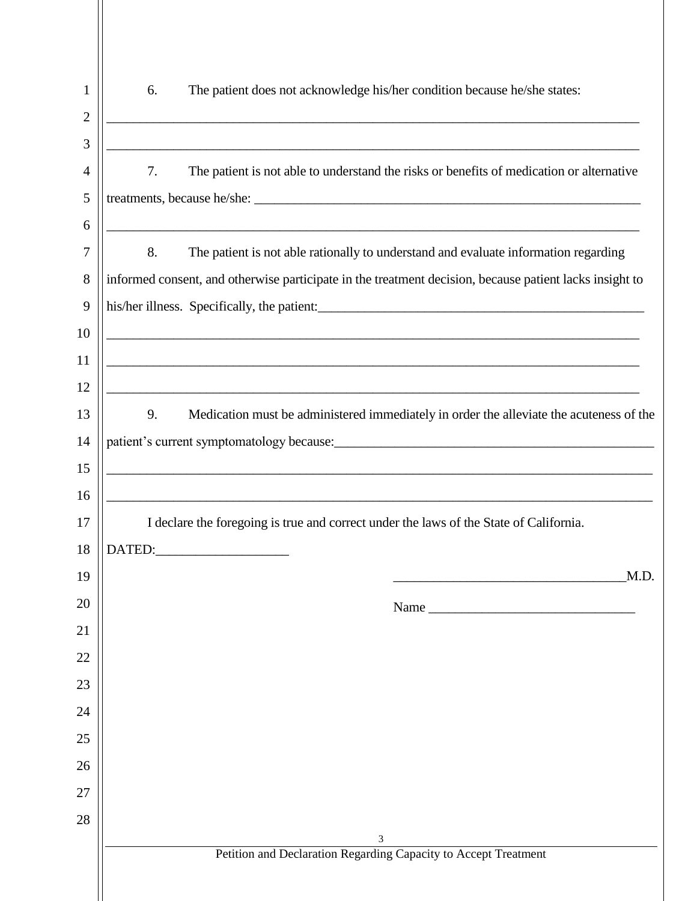6. The patient does not acknowledge his/her condition because he/she states:

______________________________________________________________________________

______________________________________________________________________________

7. The patient is not able to understand the risks or benefits of medication or alternative treatments, because he/she: ______________________________________________________________

______________________________________________________________________________

8. The patient is not able rationally to understand and evaluate information regarding informed consent, and otherwise participate in the treatment decision, because patient lacks insight to his/her illness. Specifically, the patient:_____________________________________________________

______________________________________________________________________________

______________________________________________________________________________

______________________________________________________________________________

9. Medication must be administered immediately in order the alleviate the acuteness of the patient's current symptomatology because:_______________________________________________

______________________________________________________________________________

______________________________________________________________________________

I declare the foregoing is true and correct under the laws of the State of California.

DATED:____________________

__________________________________M.D.

Name ______________________________

Petition and Declaration Regarding Capacity to Accept Treatment